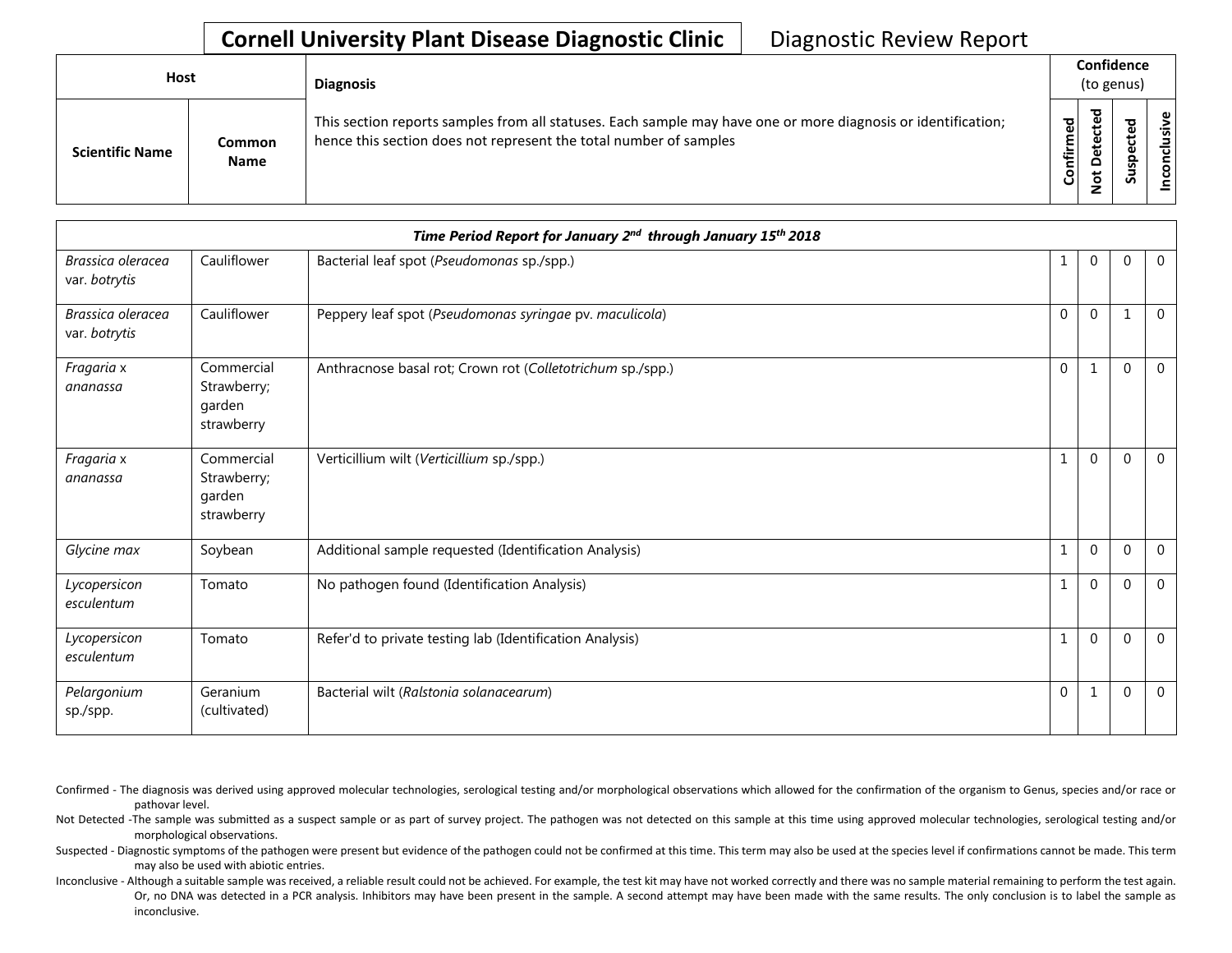# Cornell University Plant Disease Diagnostic Clinic

Diagnostic Review Report

| Host | | Diagnosis | Confidence (to genus) | | | |
|---|---|---|---|---|---|---|
| **Scientific Name** | **Common Name** | This section reports samples from all statuses. Each sample may have one or more diagnosis or identification; hence this section does not represent the total number of samples | **Confirmed** | **Not Detected** | **Suspected** | **Inconclusive** |
| ***Time Period Report for January 2nd through January 15th 2018*** | | | | | | |
| *Brassica oleracea* var. *botrytis* | Cauliflower | Bacterial leaf spot (*Pseudomonas* sp./spp.) | 1 | 0 | 0 | 0 |
| *Brassica oleracea* var. *botrytis* | Cauliflower | Peppery leaf spot (*Pseudomonas syringae* pv. *maculicola*) | 0 | 0 | 1 | 0 |
| *Fragaria* x *ananassa* | Commercial Strawberry; garden strawberry | Anthracnose basal rot; Crown rot (*Colletotrichum* sp./spp.) | 0 | 1 | 0 | 0 |
| *Fragaria* x *ananassa* | Commercial Strawberry; garden strawberry | Verticillium wilt (*Verticillium* sp./spp.) | 1 | 0 | 0 | 0 |
| *Glycine max* | Soybean | Additional sample requested (Identification Analysis) | 1 | 0 | 0 | 0 |
| *Lycopersicon esculentum* | Tomato | No pathogen found (Identification Analysis) | 1 | 0 | 0 | 0 |
| *Lycopersicon esculentum* | Tomato | Refer'd to private testing lab (Identification Analysis) | 1 | 0 | 0 | 0 |
| *Pelargonium* sp./spp. | Geranium (cultivated) | Bacterial wilt (*Ralstonia solanacearum*) | 0 | 1 | 0 | 0 |

Confirmed - The diagnosis was derived using approved molecular technologies, serological testing and/or morphological observations which allowed for the confirmation of the organism to Genus, species and/or race or pathovar level.

Not Detected -The sample was submitted as a suspect sample or as part of survey project. The pathogen was not detected on this sample at this time using approved molecular technologies, serological testing and/or morphological observations.

Suspected - Diagnostic symptoms of the pathogen were present but evidence of the pathogen could not be confirmed at this time. This term may also be used at the species level if confirmations cannot be made. This term may also be used with abiotic entries.

Inconclusive - Although a suitable sample was received, a reliable result could not be achieved. For example, the test kit may have not worked correctly and there was no sample material remaining to perform the test again. Or, no DNA was detected in a PCR analysis. Inhibitors may have been present in the sample. A second attempt may have been made with the same results. The only conclusion is to label the sample as inconclusive.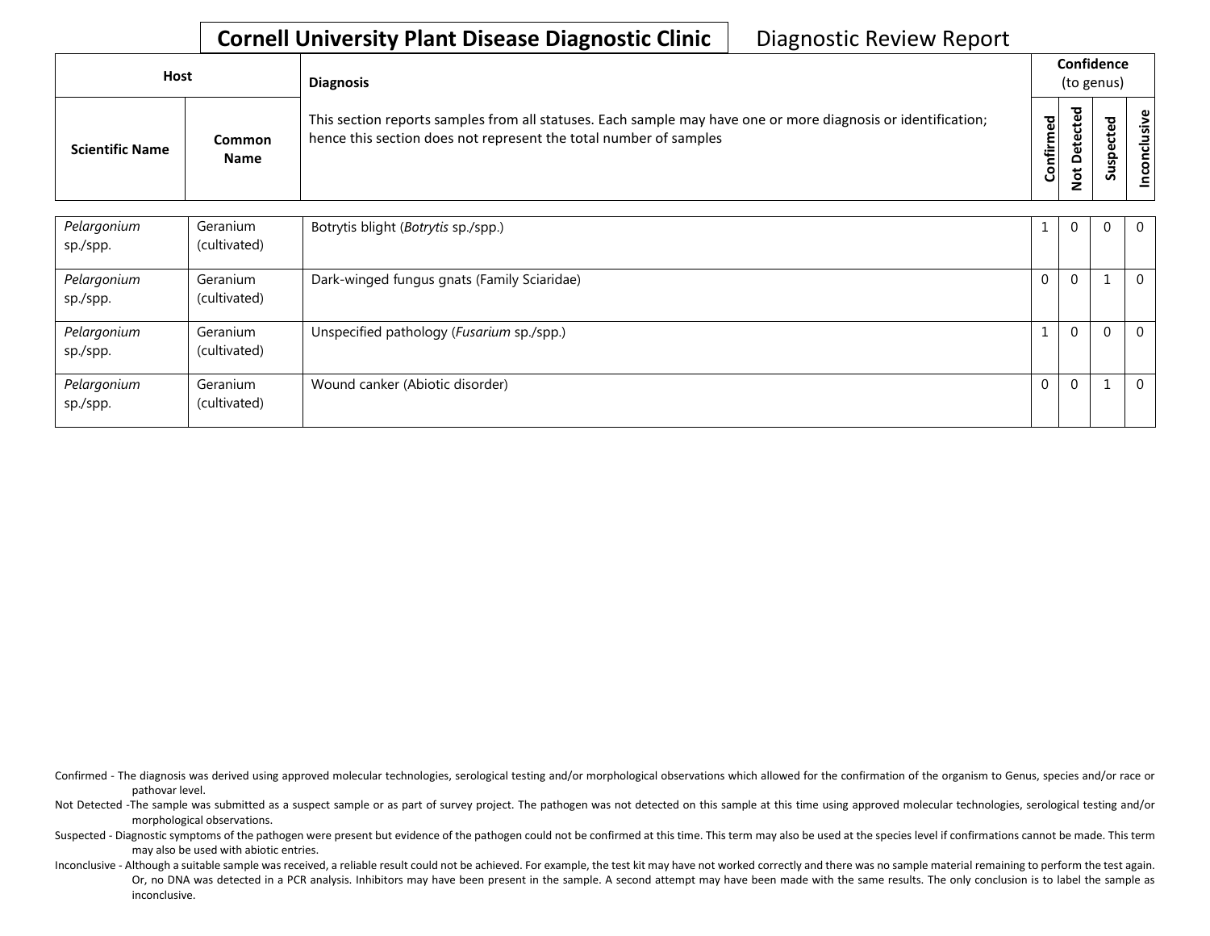**Cornell University Plant Disease Diagnostic Clinic** Diagnostic Review Report

| Host | | Diagnosis | Confidence (to genus) | | | |
|---|---|---|---|---|---|---|
| Scientific Name | Common Name | This section reports samples from all statuses. Each sample may have one or more diagnosis or identification; hence this section does not represent the total number of samples | Confirmed | Not Detected | Suspected | Inconclusive |
| *Pelargonium* sp./spp. | Geranium (cultivated) | Botrytis blight (*Botrytis* sp./spp.) | 1 | 0 | 0 | 0 |
| *Pelargonium* sp./spp. | Geranium (cultivated) | Dark-winged fungus gnats (Family Sciaridae) | 0 | 0 | 1 | 0 |
| *Pelargonium* sp./spp. | Geranium (cultivated) | Unspecified pathology (*Fusarium* sp./spp.) | 1 | 0 | 0 | 0 |
| *Pelargonium* sp./spp. | Geranium (cultivated) | Wound canker (Abiotic disorder) | 0 | 0 | 1 | 0 |

Confirmed - The diagnosis was derived using approved molecular technologies, serological testing and/or morphological observations which allowed for the confirmation of the organism to Genus, species and/or race or pathovar level.

Not Detected -The sample was submitted as a suspect sample or as part of survey project. The pathogen was not detected on this sample at this time using approved molecular technologies, serological testing and/or morphological observations.

Suspected - Diagnostic symptoms of the pathogen were present but evidence of the pathogen could not be confirmed at this time. This term may also be used at the species level if confirmations cannot be made. This term may also be used with abiotic entries.

Inconclusive - Although a suitable sample was received, a reliable result could not be achieved. For example, the test kit may have not worked correctly and there was no sample material remaining to perform the test again. Or, no DNA was detected in a PCR analysis. Inhibitors may have been present in the sample. A second attempt may have been made with the same results. The only conclusion is to label the sample as inconclusive.